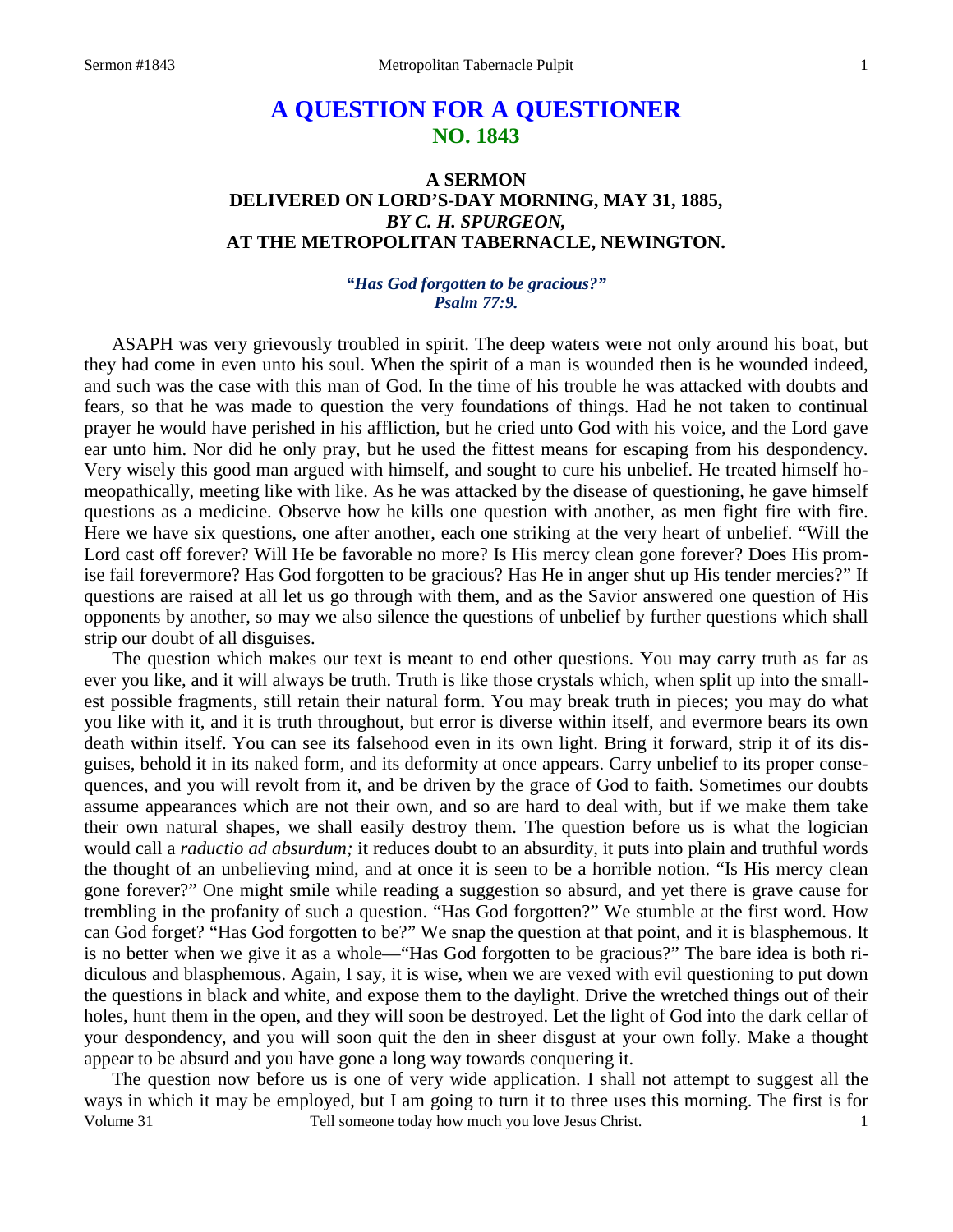# A QUESTION FOR A QUESTIONER
## NO. 1843

### A SERMON
### DELIVERED ON LORD'S-DAY MORNING, MAY 31, 1885,
### *BY C. H. SPURGEON,*
### AT THE METROPOLITAN TABERNACLE, NEWINGTON.

***"Has God forgotten to be gracious?"***
***Psalm 77:9.***

ASAPH was very grievously troubled in spirit. The deep waters were not only around his boat, but they had come in even unto his soul. When the spirit of a man is wounded then is he wounded indeed, and such was the case with this man of God. In the time of his trouble he was attacked with doubts and fears, so that he was made to question the very foundations of things. Had he not taken to continual prayer he would have perished in his affliction, but he cried unto God with his voice, and the Lord gave ear unto him. Nor did he only pray, but he used the fittest means for escaping from his despondency. Very wisely this good man argued with himself, and sought to cure his unbelief. He treated himself homeopathically, meeting like with like. As he was attacked by the disease of questioning, he gave himself questions as a medicine. Observe how he kills one question with another, as men fight fire with fire. Here we have six questions, one after another, each one striking at the very heart of unbelief. "Will the Lord cast off forever? Will He be favorable no more? Is His mercy clean gone forever? Does His promise fail forevermore? Has God forgotten to be gracious? Has He in anger shut up His tender mercies?" If questions are raised at all let us go through with them, and as the Savior answered one question of His opponents by another, so may we also silence the questions of unbelief by further questions which shall strip our doubt of all disguises.

The question which makes our text is meant to end other questions. You may carry truth as far as ever you like, and it will always be truth. Truth is like those crystals which, when split up into the smallest possible fragments, still retain their natural form. You may break truth in pieces; you may do what you like with it, and it is truth throughout, but error is diverse within itself, and evermore bears its own death within itself. You can see its falsehood even in its own light. Bring it forward, strip it of its disguises, behold it in its naked form, and its deformity at once appears. Carry unbelief to its proper consequences, and you will revolt from it, and be driven by the grace of God to faith. Sometimes our doubts assume appearances which are not their own, and so are hard to deal with, but if we make them take their own natural shapes, we shall easily destroy them. The question before us is what the logician would call a *raductio ad absurdum;* it reduces doubt to an absurdity, it puts into plain and truthful words the thought of an unbelieving mind, and at once it is seen to be a horrible notion. "Is His mercy clean gone forever?" One might smile while reading a suggestion so absurd, and yet there is grave cause for trembling in the profanity of such a question. "Has God forgotten?" We stumble at the first word. How can God forget? "Has God forgotten to be?" We snap the question at that point, and it is blasphemous. It is no better when we give it as a whole—"Has God forgotten to be gracious?" The bare idea is both ridiculous and blasphemous. Again, I say, it is wise, when we are vexed with evil questioning to put down the questions in black and white, and expose them to the daylight. Drive the wretched things out of their holes, hunt them in the open, and they will soon be destroyed. Let the light of God into the dark cellar of your despondency, and you will soon quit the den in sheer disgust at your own folly. Make a thought appear to be absurd and you have gone a long way towards conquering it.

The question now before us is one of very wide application. I shall not attempt to suggest all the ways in which it may be employed, but I am going to turn it to three uses this morning. The first is for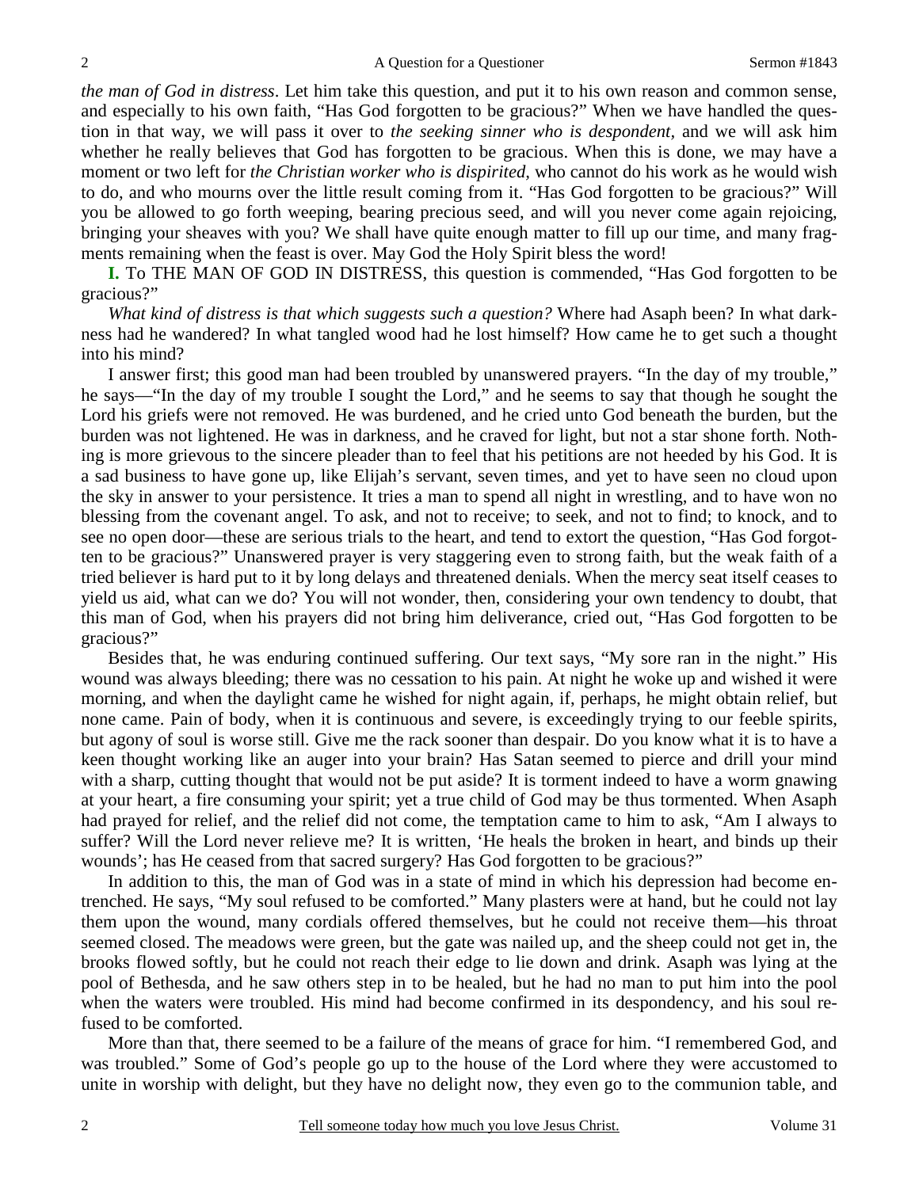*the man of God in distress*. Let him take this question, and put it to his own reason and common sense, and especially to his own faith, "Has God forgotten to be gracious?" When we have handled the question in that way, we will pass it over to *the seeking sinner who is despondent,* and we will ask him whether he really believes that God has forgotten to be gracious. When this is done, we may have a moment or two left for *the Christian worker who is dispirited,* who cannot do his work as he would wish to do, and who mourns over the little result coming from it. "Has God forgotten to be gracious?" Will you be allowed to go forth weeping, bearing precious seed, and will you never come again rejoicing, bringing your sheaves with you? We shall have quite enough matter to fill up our time, and many fragments remaining when the feast is over. May God the Holy Spirit bless the word!

**I.** To THE MAN OF GOD IN DISTRESS, this question is commended, "Has God forgotten to be gracious?"

*What kind of distress is that which suggests such a question?* Where had Asaph been? In what darkness had he wandered? In what tangled wood had he lost himself? How came he to get such a thought into his mind?

I answer first; this good man had been troubled by unanswered prayers. "In the day of my trouble," he says—"In the day of my trouble I sought the Lord," and he seems to say that though he sought the Lord his griefs were not removed. He was burdened, and he cried unto God beneath the burden, but the burden was not lightened. He was in darkness, and he craved for light, but not a star shone forth. Nothing is more grievous to the sincere pleader than to feel that his petitions are not heeded by his God. It is a sad business to have gone up, like Elijah's servant, seven times, and yet to have seen no cloud upon the sky in answer to your persistence. It tries a man to spend all night in wrestling, and to have won no blessing from the covenant angel. To ask, and not to receive; to seek, and not to find; to knock, and to see no open door—these are serious trials to the heart, and tend to extort the question, "Has God forgotten to be gracious?" Unanswered prayer is very staggering even to strong faith, but the weak faith of a tried believer is hard put to it by long delays and threatened denials. When the mercy seat itself ceases to yield us aid, what can we do? You will not wonder, then, considering your own tendency to doubt, that this man of God, when his prayers did not bring him deliverance, cried out, "Has God forgotten to be gracious?"

Besides that, he was enduring continued suffering. Our text says, "My sore ran in the night." His wound was always bleeding; there was no cessation to his pain. At night he woke up and wished it were morning, and when the daylight came he wished for night again, if, perhaps, he might obtain relief, but none came. Pain of body, when it is continuous and severe, is exceedingly trying to our feeble spirits, but agony of soul is worse still. Give me the rack sooner than despair. Do you know what it is to have a keen thought working like an auger into your brain? Has Satan seemed to pierce and drill your mind with a sharp, cutting thought that would not be put aside? It is torment indeed to have a worm gnawing at your heart, a fire consuming your spirit; yet a true child of God may be thus tormented. When Asaph had prayed for relief, and the relief did not come, the temptation came to him to ask, "Am I always to suffer? Will the Lord never relieve me? It is written, 'He heals the broken in heart, and binds up their wounds'; has He ceased from that sacred surgery? Has God forgotten to be gracious?"

In addition to this, the man of God was in a state of mind in which his depression had become entrenched. He says, "My soul refused to be comforted." Many plasters were at hand, but he could not lay them upon the wound, many cordials offered themselves, but he could not receive them—his throat seemed closed. The meadows were green, but the gate was nailed up, and the sheep could not get in, the brooks flowed softly, but he could not reach their edge to lie down and drink. Asaph was lying at the pool of Bethesda, and he saw others step in to be healed, but he had no man to put him into the pool when the waters were troubled. His mind had become confirmed in its despondency, and his soul refused to be comforted.

More than that, there seemed to be a failure of the means of grace for him. "I remembered God, and was troubled." Some of God's people go up to the house of the Lord where they were accustomed to unite in worship with delight, but they have no delight now, they even go to the communion table, and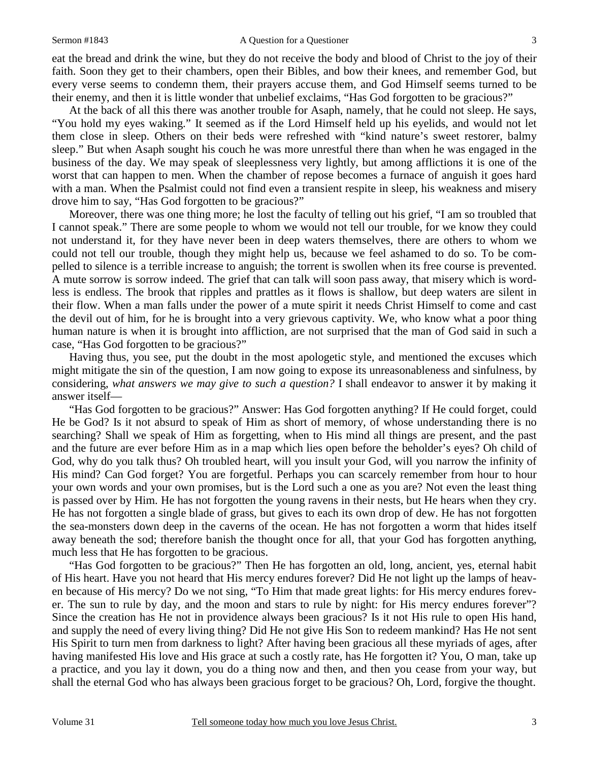eat the bread and drink the wine, but they do not receive the body and blood of Christ to the joy of their faith. Soon they get to their chambers, open their Bibles, and bow their knees, and remember God, but every verse seems to condemn them, their prayers accuse them, and God Himself seems turned to be their enemy, and then it is little wonder that unbelief exclaims, "Has God forgotten to be gracious?"

At the back of all this there was another trouble for Asaph, namely, that he could not sleep. He says, "You hold my eyes waking." It seemed as if the Lord Himself held up his eyelids, and would not let them close in sleep. Others on their beds were refreshed with "kind nature's sweet restorer, balmy sleep." But when Asaph sought his couch he was more unrestful there than when he was engaged in the business of the day. We may speak of sleeplessness very lightly, but among afflictions it is one of the worst that can happen to men. When the chamber of repose becomes a furnace of anguish it goes hard with a man. When the Psalmist could not find even a transient respite in sleep, his weakness and misery drove him to say, "Has God forgotten to be gracious?"

Moreover, there was one thing more; he lost the faculty of telling out his grief, "I am so troubled that I cannot speak." There are some people to whom we would not tell our trouble, for we know they could not understand it, for they have never been in deep waters themselves, there are others to whom we could not tell our trouble, though they might help us, because we feel ashamed to do so. To be compelled to silence is a terrible increase to anguish; the torrent is swollen when its free course is prevented. A mute sorrow is sorrow indeed. The grief that can talk will soon pass away, that misery which is wordless is endless. The brook that ripples and prattles as it flows is shallow, but deep waters are silent in their flow. When a man falls under the power of a mute spirit it needs Christ Himself to come and cast the devil out of him, for he is brought into a very grievous captivity. We, who know what a poor thing human nature is when it is brought into affliction, are not surprised that the man of God said in such a case, "Has God forgotten to be gracious?"

Having thus, you see, put the doubt in the most apologetic style, and mentioned the excuses which might mitigate the sin of the question, I am now going to expose its unreasonableness and sinfulness, by considering, *what answers we may give to such a question?* I shall endeavor to answer it by making it answer itself—

"Has God forgotten to be gracious?" Answer: Has God forgotten anything? If He could forget, could He be God? Is it not absurd to speak of Him as short of memory, of whose understanding there is no searching? Shall we speak of Him as forgetting, when to His mind all things are present, and the past and the future are ever before Him as in a map which lies open before the beholder's eyes? Oh child of God, why do you talk thus? Oh troubled heart, will you insult your God, will you narrow the infinity of His mind? Can God forget? You are forgetful. Perhaps you can scarcely remember from hour to hour your own words and your own promises, but is the Lord such a one as you are? Not even the least thing is passed over by Him. He has not forgotten the young ravens in their nests, but He hears when they cry. He has not forgotten a single blade of grass, but gives to each its own drop of dew. He has not forgotten the sea-monsters down deep in the caverns of the ocean. He has not forgotten a worm that hides itself away beneath the sod; therefore banish the thought once for all, that your God has forgotten anything, much less that He has forgotten to be gracious.

"Has God forgotten to be gracious?" Then He has forgotten an old, long, ancient, yes, eternal habit of His heart. Have you not heard that His mercy endures forever? Did He not light up the lamps of heaven because of His mercy? Do we not sing, "To Him that made great lights: for His mercy endures forever. The sun to rule by day, and the moon and stars to rule by night: for His mercy endures forever"? Since the creation has He not in providence always been gracious? Is it not His rule to open His hand, and supply the need of every living thing? Did He not give His Son to redeem mankind? Has He not sent His Spirit to turn men from darkness to light? After having been gracious all these myriads of ages, after having manifested His love and His grace at such a costly rate, has He forgotten it? You, O man, take up a practice, and you lay it down, you do a thing now and then, and then you cease from your way, but shall the eternal God who has always been gracious forget to be gracious? Oh, Lord, forgive the thought.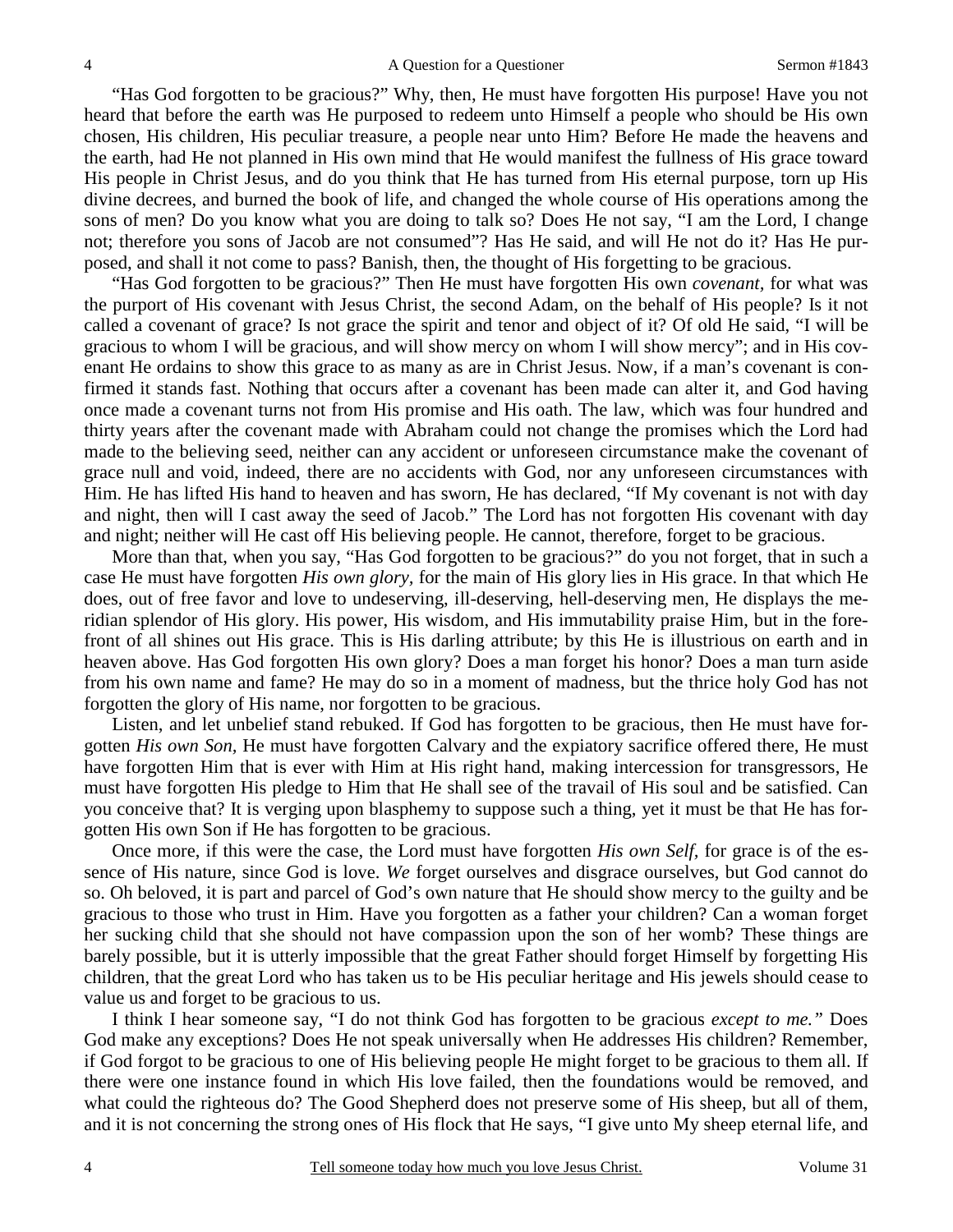"Has God forgotten to be gracious?" Why, then, He must have forgotten His purpose! Have you not heard that before the earth was He purposed to redeem unto Himself a people who should be His own chosen, His children, His peculiar treasure, a people near unto Him? Before He made the heavens and the earth, had He not planned in His own mind that He would manifest the fullness of His grace toward His people in Christ Jesus, and do you think that He has turned from His eternal purpose, torn up His divine decrees, and burned the book of life, and changed the whole course of His operations among the sons of men? Do you know what you are doing to talk so? Does He not say, "I am the Lord, I change not; therefore you sons of Jacob are not consumed"? Has He said, and will He not do it? Has He purposed, and shall it not come to pass? Banish, then, the thought of His forgetting to be gracious.

"Has God forgotten to be gracious?" Then He must have forgotten His own *covenant,* for what was the purport of His covenant with Jesus Christ, the second Adam, on the behalf of His people? Is it not called a covenant of grace? Is not grace the spirit and tenor and object of it? Of old He said, "I will be gracious to whom I will be gracious, and will show mercy on whom I will show mercy"; and in His covenant He ordains to show this grace to as many as are in Christ Jesus. Now, if a man's covenant is confirmed it stands fast. Nothing that occurs after a covenant has been made can alter it, and God having once made a covenant turns not from His promise and His oath. The law, which was four hundred and thirty years after the covenant made with Abraham could not change the promises which the Lord had made to the believing seed, neither can any accident or unforeseen circumstance make the covenant of grace null and void, indeed, there are no accidents with God, nor any unforeseen circumstances with Him. He has lifted His hand to heaven and has sworn, He has declared, "If My covenant is not with day and night, then will I cast away the seed of Jacob." The Lord has not forgotten His covenant with day and night; neither will He cast off His believing people. He cannot, therefore, forget to be gracious.

More than that, when you say, "Has God forgotten to be gracious?" do you not forget, that in such a case He must have forgotten *His own glory,* for the main of His glory lies in His grace. In that which He does, out of free favor and love to undeserving, ill-deserving, hell-deserving men, He displays the meridian splendor of His glory. His power, His wisdom, and His immutability praise Him, but in the forefront of all shines out His grace. This is His darling attribute; by this He is illustrious on earth and in heaven above. Has God forgotten His own glory? Does a man forget his honor? Does a man turn aside from his own name and fame? He may do so in a moment of madness, but the thrice holy God has not forgotten the glory of His name, nor forgotten to be gracious.

Listen, and let unbelief stand rebuked. If God has forgotten to be gracious, then He must have forgotten *His own Son,* He must have forgotten Calvary and the expiatory sacrifice offered there, He must have forgotten Him that is ever with Him at His right hand, making intercession for transgressors, He must have forgotten His pledge to Him that He shall see of the travail of His soul and be satisfied. Can you conceive that? It is verging upon blasphemy to suppose such a thing, yet it must be that He has forgotten His own Son if He has forgotten to be gracious.

Once more, if this were the case, the Lord must have forgotten *His own Self,* for grace is of the essence of His nature, since God is love. *We* forget ourselves and disgrace ourselves, but God cannot do so. Oh beloved, it is part and parcel of God's own nature that He should show mercy to the guilty and be gracious to those who trust in Him. Have you forgotten as a father your children? Can a woman forget her sucking child that she should not have compassion upon the son of her womb? These things are barely possible, but it is utterly impossible that the great Father should forget Himself by forgetting His children, that the great Lord who has taken us to be His peculiar heritage and His jewels should cease to value us and forget to be gracious to us.

I think I hear someone say, "I do not think God has forgotten to be gracious *except to me."* Does God make any exceptions? Does He not speak universally when He addresses His children? Remember, if God forgot to be gracious to one of His believing people He might forget to be gracious to them all. If there were one instance found in which His love failed, then the foundations would be removed, and what could the righteous do? The Good Shepherd does not preserve some of His sheep, but all of them, and it is not concerning the strong ones of His flock that He says, "I give unto My sheep eternal life, and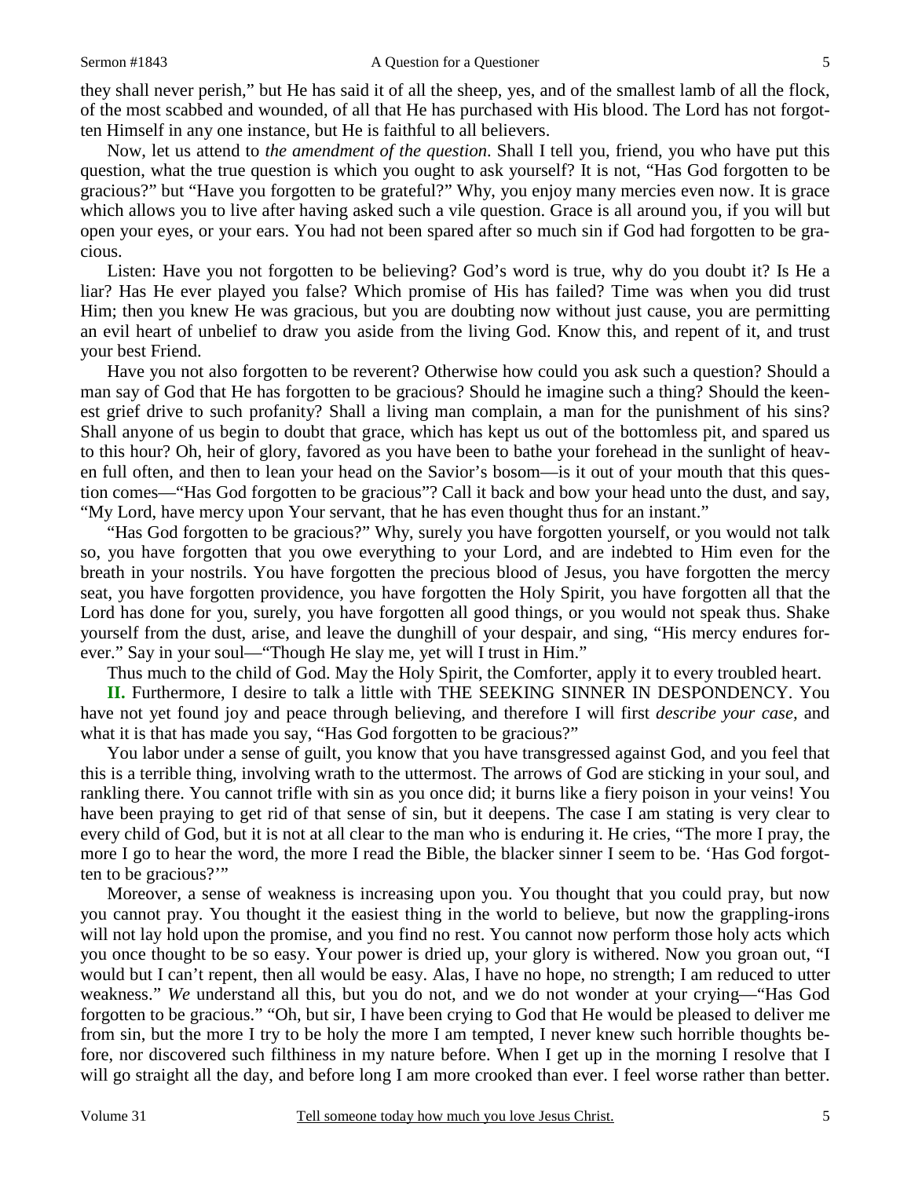they shall never perish," but He has said it of all the sheep, yes, and of the smallest lamb of all the flock, of the most scabbed and wounded, of all that He has purchased with His blood. The Lord has not forgotten Himself in any one instance, but He is faithful to all believers.

Now, let us attend to *the amendment of the question*. Shall I tell you, friend, you who have put this question, what the true question is which you ought to ask yourself? It is not, "Has God forgotten to be gracious?" but "Have you forgotten to be grateful?" Why, you enjoy many mercies even now. It is grace which allows you to live after having asked such a vile question. Grace is all around you, if you will but open your eyes, or your ears. You had not been spared after so much sin if God had forgotten to be gracious.

Listen: Have you not forgotten to be believing? God's word is true, why do you doubt it? Is He a liar? Has He ever played you false? Which promise of His has failed? Time was when you did trust Him; then you knew He was gracious, but you are doubting now without just cause, you are permitting an evil heart of unbelief to draw you aside from the living God. Know this, and repent of it, and trust your best Friend.

Have you not also forgotten to be reverent? Otherwise how could you ask such a question? Should a man say of God that He has forgotten to be gracious? Should he imagine such a thing? Should the keenest grief drive to such profanity? Shall a living man complain, a man for the punishment of his sins? Shall anyone of us begin to doubt that grace, which has kept us out of the bottomless pit, and spared us to this hour? Oh, heir of glory, favored as you have been to bathe your forehead in the sunlight of heaven full often, and then to lean your head on the Savior's bosom—is it out of your mouth that this question comes—"Has God forgotten to be gracious"? Call it back and bow your head unto the dust, and say, "My Lord, have mercy upon Your servant, that he has even thought thus for an instant."

"Has God forgotten to be gracious?" Why, surely you have forgotten yourself, or you would not talk so, you have forgotten that you owe everything to your Lord, and are indebted to Him even for the breath in your nostrils. You have forgotten the precious blood of Jesus, you have forgotten the mercy seat, you have forgotten providence, you have forgotten the Holy Spirit, you have forgotten all that the Lord has done for you, surely, you have forgotten all good things, or you would not speak thus. Shake yourself from the dust, arise, and leave the dunghill of your despair, and sing, "His mercy endures forever." Say in your soul—"Though He slay me, yet will I trust in Him."

Thus much to the child of God. May the Holy Spirit, the Comforter, apply it to every troubled heart.

**II.** Furthermore, I desire to talk a little with THE SEEKING SINNER IN DESPONDENCY. You have not yet found joy and peace through believing, and therefore I will first *describe your case,* and what it is that has made you say, "Has God forgotten to be gracious?"

You labor under a sense of guilt, you know that you have transgressed against God, and you feel that this is a terrible thing, involving wrath to the uttermost. The arrows of God are sticking in your soul, and rankling there. You cannot trifle with sin as you once did; it burns like a fiery poison in your veins! You have been praying to get rid of that sense of sin, but it deepens. The case I am stating is very clear to every child of God, but it is not at all clear to the man who is enduring it. He cries, "The more I pray, the more I go to hear the word, the more I read the Bible, the blacker sinner I seem to be. 'Has God forgotten to be gracious?'"

Moreover, a sense of weakness is increasing upon you. You thought that you could pray, but now you cannot pray. You thought it the easiest thing in the world to believe, but now the grappling-irons will not lay hold upon the promise, and you find no rest. You cannot now perform those holy acts which you once thought to be so easy. Your power is dried up, your glory is withered. Now you groan out, "I would but I can't repent, then all would be easy. Alas, I have no hope, no strength; I am reduced to utter weakness." *We* understand all this, but you do not, and we do not wonder at your crying—"Has God forgotten to be gracious." "Oh, but sir, I have been crying to God that He would be pleased to deliver me from sin, but the more I try to be holy the more I am tempted, I never knew such horrible thoughts before, nor discovered such filthiness in my nature before. When I get up in the morning I resolve that I will go straight all the day, and before long I am more crooked than ever. I feel worse rather than better.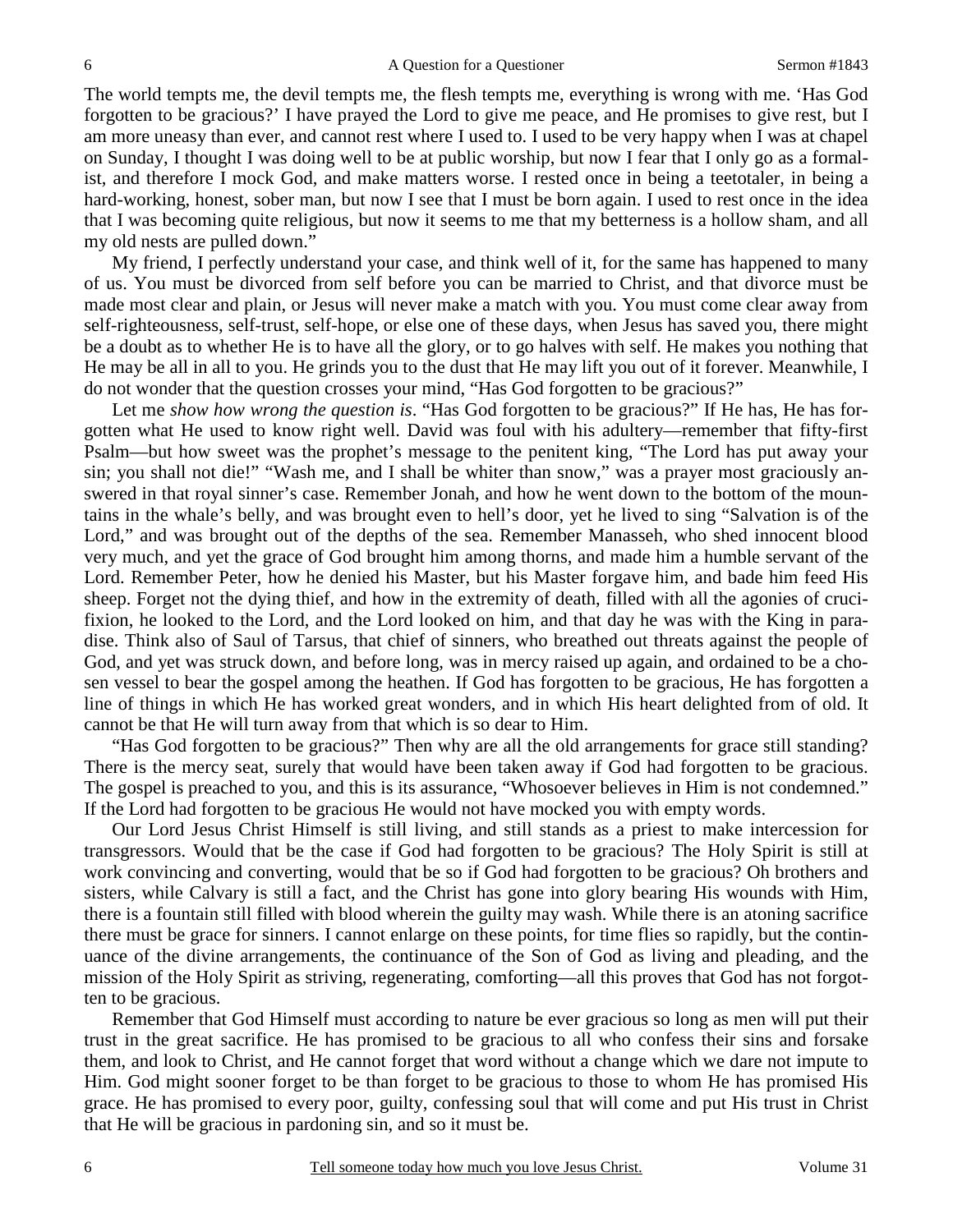The world tempts me, the devil tempts me, the flesh tempts me, everything is wrong with me. 'Has God forgotten to be gracious?' I have prayed the Lord to give me peace, and He promises to give rest, but I am more uneasy than ever, and cannot rest where I used to. I used to be very happy when I was at chapel on Sunday, I thought I was doing well to be at public worship, but now I fear that I only go as a formalist, and therefore I mock God, and make matters worse. I rested once in being a teetotaler, in being a hard-working, honest, sober man, but now I see that I must be born again. I used to rest once in the idea that I was becoming quite religious, but now it seems to me that my betterness is a hollow sham, and all my old nests are pulled down."

My friend, I perfectly understand your case, and think well of it, for the same has happened to many of us. You must be divorced from self before you can be married to Christ, and that divorce must be made most clear and plain, or Jesus will never make a match with you. You must come clear away from self-righteousness, self-trust, self-hope, or else one of these days, when Jesus has saved you, there might be a doubt as to whether He is to have all the glory, or to go halves with self. He makes you nothing that He may be all in all to you. He grinds you to the dust that He may lift you out of it forever. Meanwhile, I do not wonder that the question crosses your mind, "Has God forgotten to be gracious?"

Let me *show how wrong the question is*. "Has God forgotten to be gracious?" If He has, He has forgotten what He used to know right well. David was foul with his adultery—remember that fifty-first Psalm—but how sweet was the prophet's message to the penitent king, "The Lord has put away your sin; you shall not die!" "Wash me, and I shall be whiter than snow," was a prayer most graciously answered in that royal sinner's case. Remember Jonah, and how he went down to the bottom of the mountains in the whale's belly, and was brought even to hell's door, yet he lived to sing "Salvation is of the Lord," and was brought out of the depths of the sea. Remember Manasseh, who shed innocent blood very much, and yet the grace of God brought him among thorns, and made him a humble servant of the Lord. Remember Peter, how he denied his Master, but his Master forgave him, and bade him feed His sheep. Forget not the dying thief, and how in the extremity of death, filled with all the agonies of crucifixion, he looked to the Lord, and the Lord looked on him, and that day he was with the King in paradise. Think also of Saul of Tarsus, that chief of sinners, who breathed out threats against the people of God, and yet was struck down, and before long, was in mercy raised up again, and ordained to be a chosen vessel to bear the gospel among the heathen. If God has forgotten to be gracious, He has forgotten a line of things in which He has worked great wonders, and in which His heart delighted from of old. It cannot be that He will turn away from that which is so dear to Him.

"Has God forgotten to be gracious?" Then why are all the old arrangements for grace still standing? There is the mercy seat, surely that would have been taken away if God had forgotten to be gracious. The gospel is preached to you, and this is its assurance, "Whosoever believes in Him is not condemned." If the Lord had forgotten to be gracious He would not have mocked you with empty words.

Our Lord Jesus Christ Himself is still living, and still stands as a priest to make intercession for transgressors. Would that be the case if God had forgotten to be gracious? The Holy Spirit is still at work convincing and converting, would that be so if God had forgotten to be gracious? Oh brothers and sisters, while Calvary is still a fact, and the Christ has gone into glory bearing His wounds with Him, there is a fountain still filled with blood wherein the guilty may wash. While there is an atoning sacrifice there must be grace for sinners. I cannot enlarge on these points, for time flies so rapidly, but the continuance of the divine arrangements, the continuance of the Son of God as living and pleading, and the mission of the Holy Spirit as striving, regenerating, comforting—all this proves that God has not forgotten to be gracious.

Remember that God Himself must according to nature be ever gracious so long as men will put their trust in the great sacrifice. He has promised to be gracious to all who confess their sins and forsake them, and look to Christ, and He cannot forget that word without a change which we dare not impute to Him. God might sooner forget to be than forget to be gracious to those to whom He has promised His grace. He has promised to every poor, guilty, confessing soul that will come and put His trust in Christ that He will be gracious in pardoning sin, and so it must be.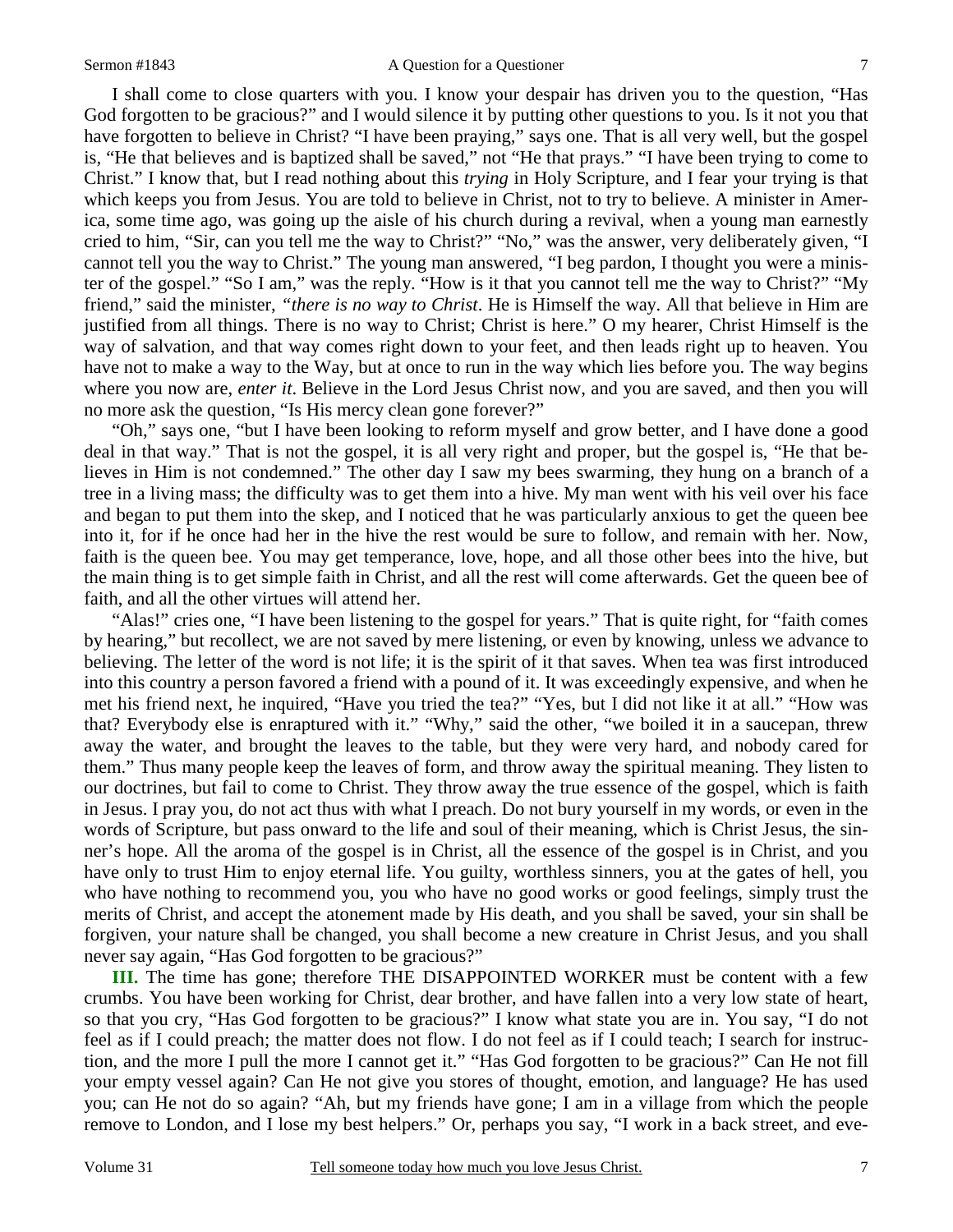I shall come to close quarters with you. I know your despair has driven you to the question, "Has God forgotten to be gracious?" and I would silence it by putting other questions to you. Is it not you that have forgotten to believe in Christ? "I have been praying," says one. That is all very well, but the gospel is, "He that believes and is baptized shall be saved," not "He that prays." "I have been trying to come to Christ." I know that, but I read nothing about this *trying* in Holy Scripture, and I fear your trying is that which keeps you from Jesus. You are told to believe in Christ, not to try to believe. A minister in America, some time ago, was going up the aisle of his church during a revival, when a young man earnestly cried to him, "Sir, can you tell me the way to Christ?" "No," was the answer, very deliberately given, "I cannot tell you the way to Christ." The young man answered, "I beg pardon, I thought you were a minister of the gospel." "So I am," was the reply. "How is it that you cannot tell me the way to Christ?" "My friend," said the minister, *"there is no way to Christ*. He is Himself the way. All that believe in Him are justified from all things. There is no way to Christ; Christ is here." O my hearer, Christ Himself is the way of salvation, and that way comes right down to your feet, and then leads right up to heaven. You have not to make a way to the Way, but at once to run in the way which lies before you. The way begins where you now are, *enter it*. Believe in the Lord Jesus Christ now, and you are saved, and then you will no more ask the question, "Is His mercy clean gone forever?"

"Oh," says one, "but I have been looking to reform myself and grow better, and I have done a good deal in that way." That is not the gospel, it is all very right and proper, but the gospel is, "He that believes in Him is not condemned." The other day I saw my bees swarming, they hung on a branch of a tree in a living mass; the difficulty was to get them into a hive. My man went with his veil over his face and began to put them into the skep, and I noticed that he was particularly anxious to get the queen bee into it, for if he once had her in the hive the rest would be sure to follow, and remain with her. Now, faith is the queen bee. You may get temperance, love, hope, and all those other bees into the hive, but the main thing is to get simple faith in Christ, and all the rest will come afterwards. Get the queen bee of faith, and all the other virtues will attend her.

"Alas!" cries one, "I have been listening to the gospel for years." That is quite right, for "faith comes by hearing," but recollect, we are not saved by mere listening, or even by knowing, unless we advance to believing. The letter of the word is not life; it is the spirit of it that saves. When tea was first introduced into this country a person favored a friend with a pound of it. It was exceedingly expensive, and when he met his friend next, he inquired, "Have you tried the tea?" "Yes, but I did not like it at all." "How was that? Everybody else is enraptured with it." "Why," said the other, "we boiled it in a saucepan, threw away the water, and brought the leaves to the table, but they were very hard, and nobody cared for them." Thus many people keep the leaves of form, and throw away the spiritual meaning. They listen to our doctrines, but fail to come to Christ. They throw away the true essence of the gospel, which is faith in Jesus. I pray you, do not act thus with what I preach. Do not bury yourself in my words, or even in the words of Scripture, but pass onward to the life and soul of their meaning, which is Christ Jesus, the sinner's hope. All the aroma of the gospel is in Christ, all the essence of the gospel is in Christ, and you have only to trust Him to enjoy eternal life. You guilty, worthless sinners, you at the gates of hell, you who have nothing to recommend you, you who have no good works or good feelings, simply trust the merits of Christ, and accept the atonement made by His death, and you shall be saved, your sin shall be forgiven, your nature shall be changed, you shall become a new creature in Christ Jesus, and you shall never say again, "Has God forgotten to be gracious?"

**III.** The time has gone; therefore THE DISAPPOINTED WORKER must be content with a few crumbs. You have been working for Christ, dear brother, and have fallen into a very low state of heart, so that you cry, "Has God forgotten to be gracious?" I know what state you are in. You say, "I do not feel as if I could preach; the matter does not flow. I do not feel as if I could teach; I search for instruction, and the more I pull the more I cannot get it." "Has God forgotten to be gracious?" Can He not fill your empty vessel again? Can He not give you stores of thought, emotion, and language? He has used you; can He not do so again? "Ah, but my friends have gone; I am in a village from which the people remove to London, and I lose my best helpers." Or, perhaps you say, "I work in a back street, and eve-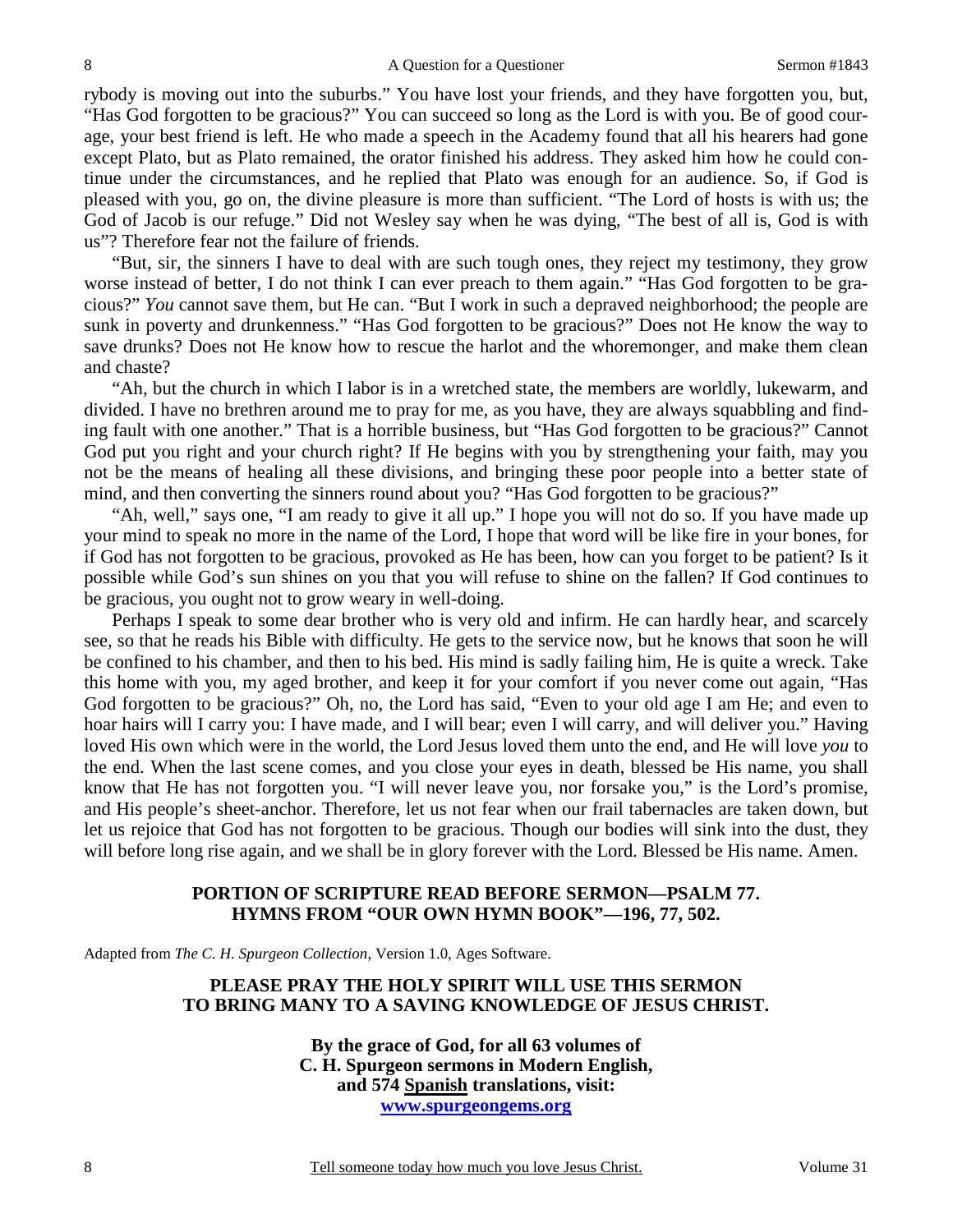rybody is moving out into the suburbs." You have lost your friends, and they have forgotten you, but, "Has God forgotten to be gracious?" You can succeed so long as the Lord is with you. Be of good courage, your best friend is left. He who made a speech in the Academy found that all his hearers had gone except Plato, but as Plato remained, the orator finished his address. They asked him how he could continue under the circumstances, and he replied that Plato was enough for an audience. So, if God is pleased with you, go on, the divine pleasure is more than sufficient. "The Lord of hosts is with us; the God of Jacob is our refuge." Did not Wesley say when he was dying, "The best of all is, God is with us"? Therefore fear not the failure of friends.

"But, sir, the sinners I have to deal with are such tough ones, they reject my testimony, they grow worse instead of better, I do not think I can ever preach to them again." "Has God forgotten to be gracious?" *You* cannot save them, but He can. "But I work in such a depraved neighborhood; the people are sunk in poverty and drunkenness." "Has God forgotten to be gracious?" Does not He know the way to save drunks? Does not He know how to rescue the harlot and the whoremonger, and make them clean and chaste?

"Ah, but the church in which I labor is in a wretched state, the members are worldly, lukewarm, and divided. I have no brethren around me to pray for me, as you have, they are always squabbling and finding fault with one another." That is a horrible business, but "Has God forgotten to be gracious?" Cannot God put you right and your church right? If He begins with you by strengthening your faith, may you not be the means of healing all these divisions, and bringing these poor people into a better state of mind, and then converting the sinners round about you? "Has God forgotten to be gracious?"

"Ah, well," says one, "I am ready to give it all up." I hope you will not do so. If you have made up your mind to speak no more in the name of the Lord, I hope that word will be like fire in your bones, for if God has not forgotten to be gracious, provoked as He has been, how can you forget to be patient? Is it possible while God's sun shines on you that you will refuse to shine on the fallen? If God continues to be gracious, you ought not to grow weary in well-doing.

Perhaps I speak to some dear brother who is very old and infirm. He can hardly hear, and scarcely see, so that he reads his Bible with difficulty. He gets to the service now, but he knows that soon he will be confined to his chamber, and then to his bed. His mind is sadly failing him, He is quite a wreck. Take this home with you, my aged brother, and keep it for your comfort if you never come out again, "Has God forgotten to be gracious?" Oh, no, the Lord has said, "Even to your old age I am He; and even to hoar hairs will I carry you: I have made, and I will bear; even I will carry, and will deliver you." Having loved His own which were in the world, the Lord Jesus loved them unto the end, and He will love *you* to the end. When the last scene comes, and you close your eyes in death, blessed be His name, you shall know that He has not forgotten you. "I will never leave you, nor forsake you," is the Lord's promise, and His people's sheet-anchor. Therefore, let us not fear when our frail tabernacles are taken down, but let us rejoice that God has not forgotten to be gracious. Though our bodies will sink into the dust, they will before long rise again, and we shall be in glory forever with the Lord. Blessed be His name. Amen.

**PORTION OF SCRIPTURE READ BEFORE SERMON—PSALM 77.**
**HYMNS FROM "OUR OWN HYMN BOOK"—196, 77, 502.**

Adapted from *The C. H. Spurgeon Collection*, Version 1.0, Ages Software.

**PLEASE PRAY THE HOLY SPIRIT WILL USE THIS SERMON TO BRING MANY TO A SAVING KNOWLEDGE OF JESUS CHRIST.**

**By the grace of God, for all 63 volumes of C. H. Spurgeon sermons in Modern English, and 574 Spanish translations, visit: www.spurgeongems.org**